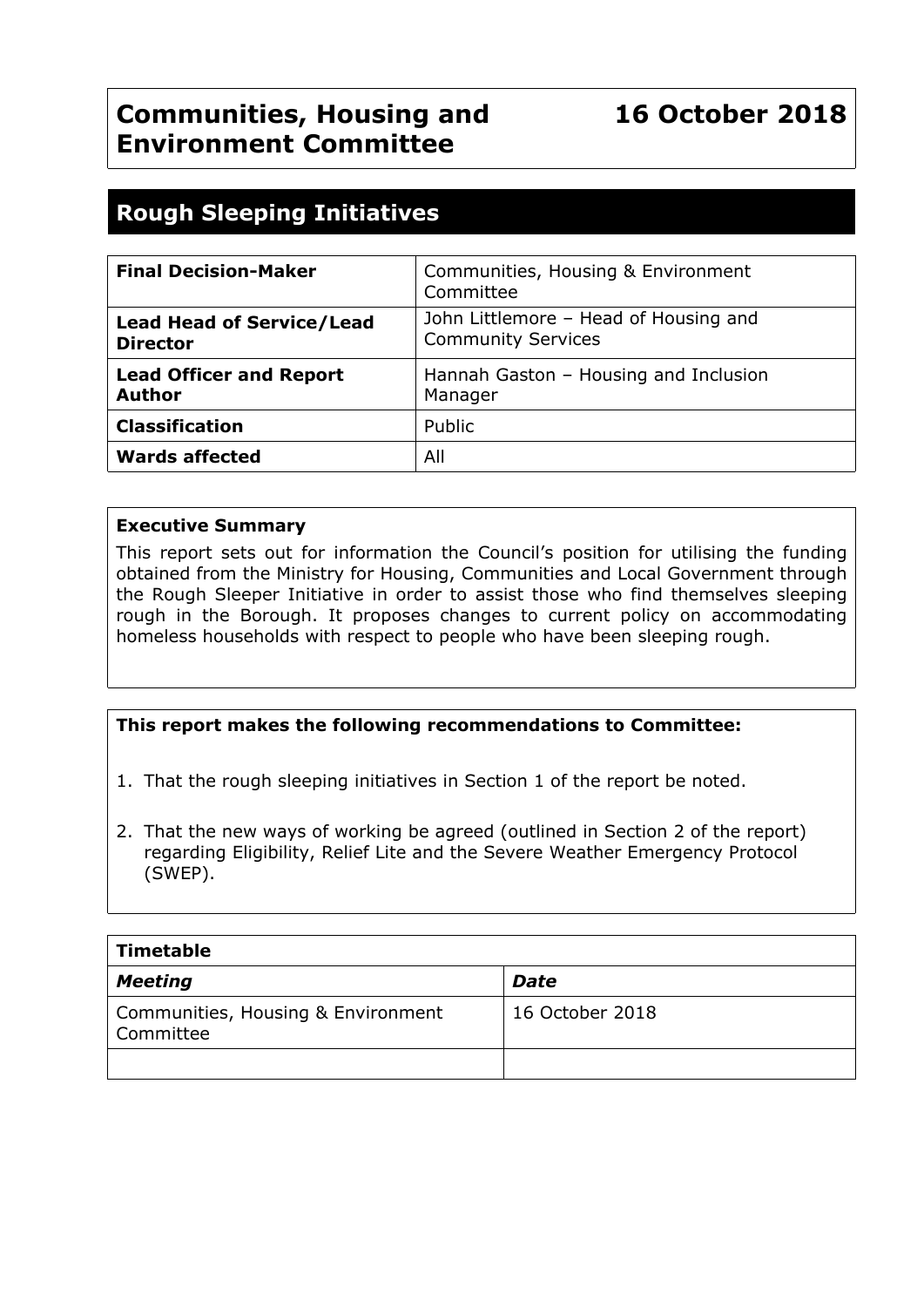# Communities, Housing and Environment Committee

**16 October 2018**

## Rough Sleeping Initiatives

| | |
|---|---|
| **Final Decision-Maker** | Communities, Housing & Environment Committee |
| **Lead Head of Service/Lead Director** | John Littlemore – Head of Housing and Community Services |
| **Lead Officer and Report Author** | Hannah Gaston – Housing and Inclusion Manager |
| **Classification** | Public |
| **Wards affected** | All |

**Executive Summary**

This report sets out for information the Council's position for utilising the funding obtained from the Ministry for Housing, Communities and Local Government through the Rough Sleeper Initiative in order to assist those who find themselves sleeping rough in the Borough. It proposes changes to current policy on accommodating homeless households with respect to people who have been sleeping rough.

**This report makes the following recommendations to Committee:**

1. That the rough sleeping initiatives in Section 1 of the report be noted.
2. That the new ways of working be agreed (outlined in Section 2 of the report) regarding Eligibility, Relief Lite and the Severe Weather Emergency Protocol (SWEP).

| **Timetable** | |
|---|---|
| ***Meeting*** | ***Date*** |
| Communities, Housing & Environment Committee | 16 October 2018 |
| | |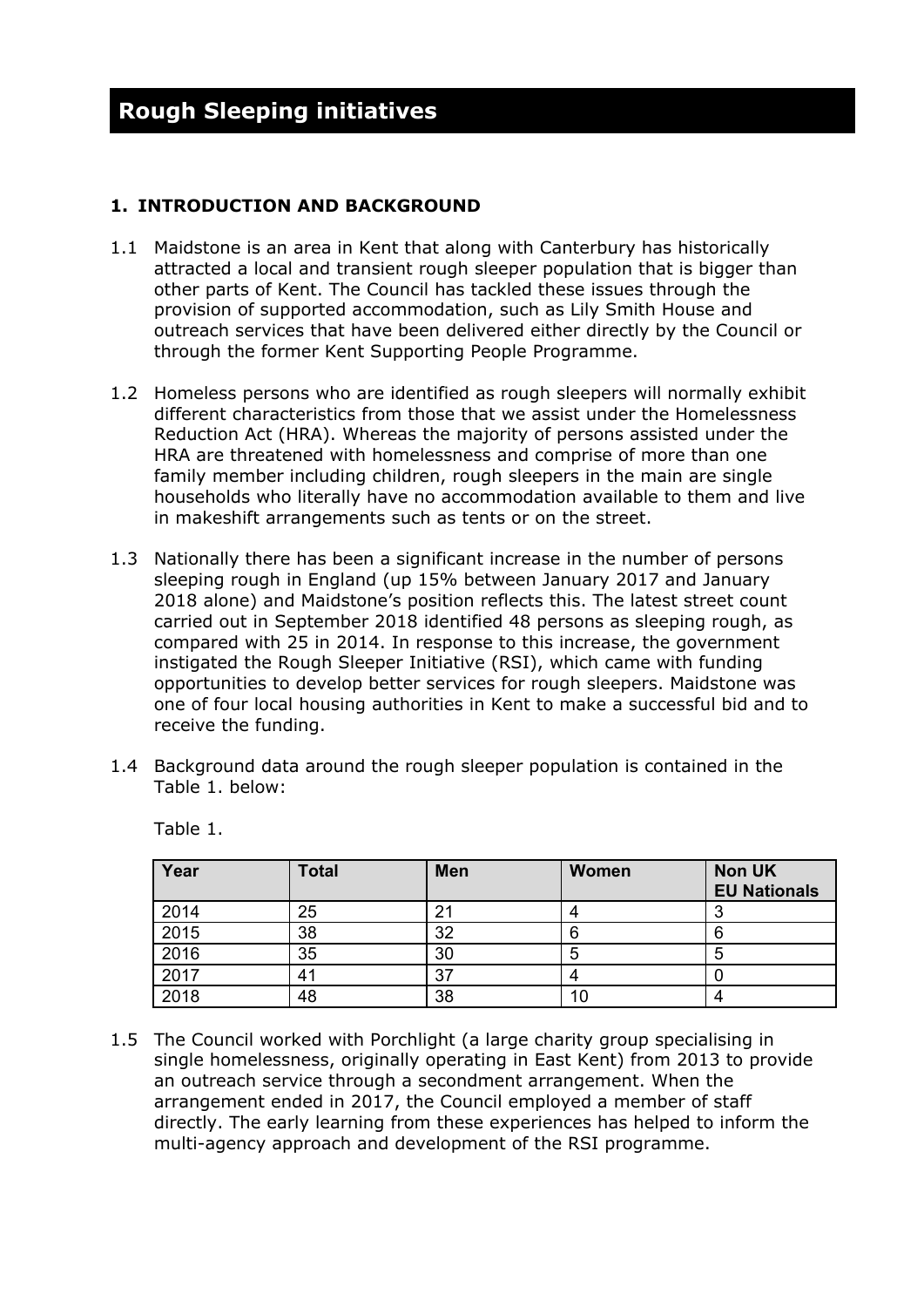# Rough Sleeping initiatives

## 1. INTRODUCTION AND BACKGROUND

1.1 Maidstone is an area in Kent that along with Canterbury has historically attracted a local and transient rough sleeper population that is bigger than other parts of Kent. The Council has tackled these issues through the provision of supported accommodation, such as Lily Smith House and outreach services that have been delivered either directly by the Council or through the former Kent Supporting People Programme.

1.2 Homeless persons who are identified as rough sleepers will normally exhibit different characteristics from those that we assist under the Homelessness Reduction Act (HRA). Whereas the majority of persons assisted under the HRA are threatened with homelessness and comprise of more than one family member including children, rough sleepers in the main are single households who literally have no accommodation available to them and live in makeshift arrangements such as tents or on the street.

1.3 Nationally there has been a significant increase in the number of persons sleeping rough in England (up 15% between January 2017 and January 2018 alone) and Maidstone's position reflects this. The latest street count carried out in September 2018 identified 48 persons as sleeping rough, as compared with 25 in 2014. In response to this increase, the government instigated the Rough Sleeper Initiative (RSI), which came with funding opportunities to develop better services for rough sleepers. Maidstone was one of four local housing authorities in Kent to make a successful bid and to receive the funding.

1.4 Background data around the rough sleeper population is contained in the Table 1. below:

Table 1.

| Year | Total | Men | Women | Non UK EU Nationals |
|---|---|---|---|---|
| 2014 | 25 | 21 | 4 | 3 |
| 2015 | 38 | 32 | 6 | 6 |
| 2016 | 35 | 30 | 5 | 5 |
| 2017 | 41 | 37 | 4 | 0 |
| 2018 | 48 | 38 | 10 | 4 |

1.5 The Council worked with Porchlight (a large charity group specialising in single homelessness, originally operating in East Kent) from 2013 to provide an outreach service through a secondment arrangement. When the arrangement ended in 2017, the Council employed a member of staff directly. The early learning from these experiences has helped to inform the multi-agency approach and development of the RSI programme.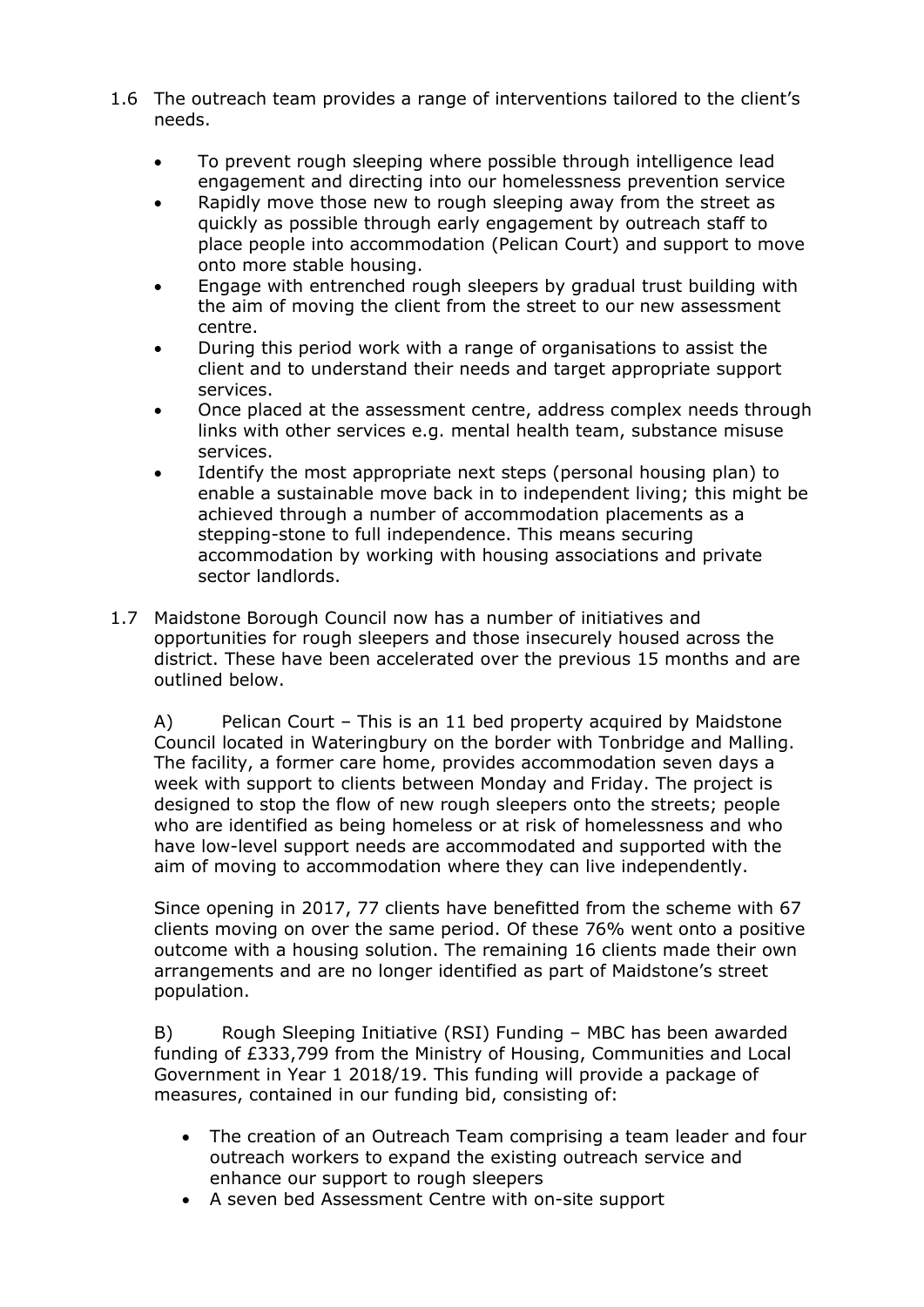1.6 The outreach team provides a range of interventions tailored to the client's needs.

- To prevent rough sleeping where possible through intelligence lead engagement and directing into our homelessness prevention service
- Rapidly move those new to rough sleeping away from the street as quickly as possible through early engagement by outreach staff to place people into accommodation (Pelican Court) and support to move onto more stable housing.
- Engage with entrenched rough sleepers by gradual trust building with the aim of moving the client from the street to our new assessment centre.
- During this period work with a range of organisations to assist the client and to understand their needs and target appropriate support services.
- Once placed at the assessment centre, address complex needs through links with other services e.g. mental health team, substance misuse services.
- Identify the most appropriate next steps (personal housing plan) to enable a sustainable move back in to independent living; this might be achieved through a number of accommodation placements as a stepping-stone to full independence. This means securing accommodation by working with housing associations and private sector landlords.

1.7 Maidstone Borough Council now has a number of initiatives and opportunities for rough sleepers and those insecurely housed across the district. These have been accelerated over the previous 15 months and are outlined below.

A) Pelican Court – This is an 11 bed property acquired by Maidstone Council located in Wateringbury on the border with Tonbridge and Malling. The facility, a former care home, provides accommodation seven days a week with support to clients between Monday and Friday. The project is designed to stop the flow of new rough sleepers onto the streets; people who are identified as being homeless or at risk of homelessness and who have low-level support needs are accommodated and supported with the aim of moving to accommodation where they can live independently.

Since opening in 2017, 77 clients have benefitted from the scheme with 67 clients moving on over the same period. Of these 76% went onto a positive outcome with a housing solution. The remaining 16 clients made their own arrangements and are no longer identified as part of Maidstone's street population.

B) Rough Sleeping Initiative (RSI) Funding – MBC has been awarded funding of £333,799 from the Ministry of Housing, Communities and Local Government in Year 1 2018/19. This funding will provide a package of measures, contained in our funding bid, consisting of:

- The creation of an Outreach Team comprising a team leader and four outreach workers to expand the existing outreach service and enhance our support to rough sleepers
- A seven bed Assessment Centre with on-site support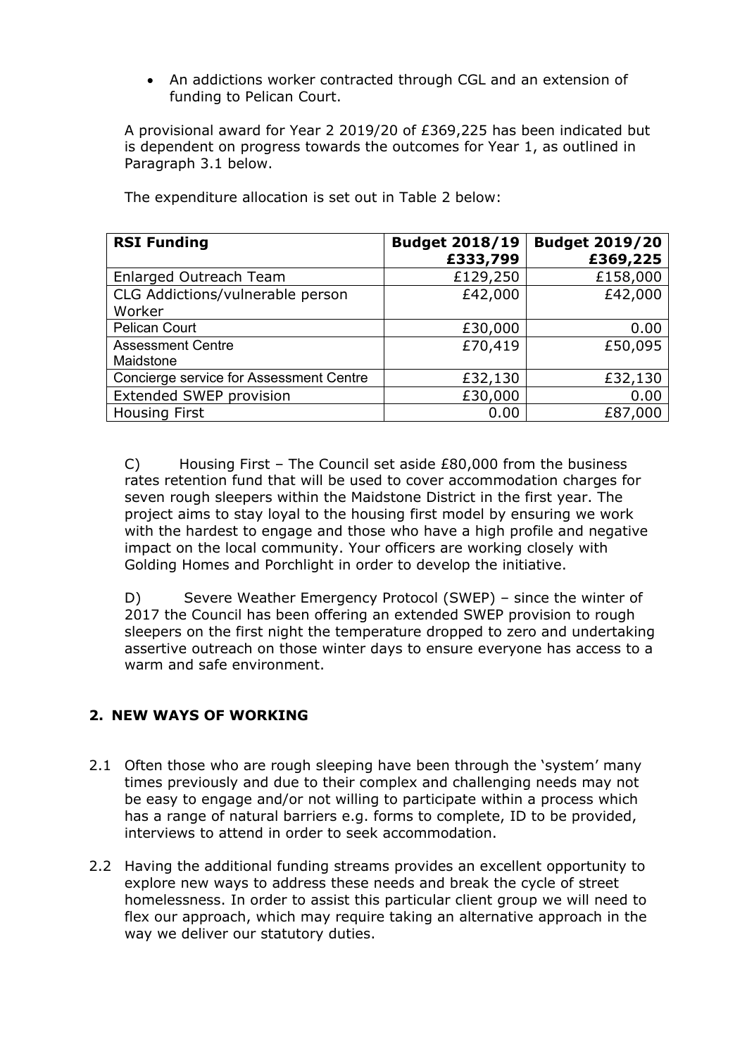- An addictions worker contracted through CGL and an extension of funding to Pelican Court.

A provisional award for Year 2 2019/20 of £369,225 has been indicated but is dependent on progress towards the outcomes for Year 1, as outlined in Paragraph 3.1 below.

The expenditure allocation is set out in Table 2 below:

| **RSI Funding** | **Budget 2018/19 £333,799** | **Budget 2019/20 £369,225** |
|---|---|---|
| Enlarged Outreach Team | £129,250 | £158,000 |
| CLG Addictions/vulnerable person Worker | £42,000 | £42,000 |
| Pelican Court | £30,000 | 0.00 |
| Assessment Centre Maidstone | £70,419 | £50,095 |
| Concierge service for Assessment Centre | £32,130 | £32,130 |
| Extended SWEP provision | £30,000 | 0.00 |
| Housing First | 0.00 | £87,000 |

C) Housing First – The Council set aside £80,000 from the business rates retention fund that will be used to cover accommodation charges for seven rough sleepers within the Maidstone District in the first year. The project aims to stay loyal to the housing first model by ensuring we work with the hardest to engage and those who have a high profile and negative impact on the local community. Your officers are working closely with Golding Homes and Porchlight in order to develop the initiative.

D) Severe Weather Emergency Protocol (SWEP) – since the winter of 2017 the Council has been offering an extended SWEP provision to rough sleepers on the first night the temperature dropped to zero and undertaking assertive outreach on those winter days to ensure everyone has access to a warm and safe environment.

## 2. NEW WAYS OF WORKING

2.1 Often those who are rough sleeping have been through the 'system' many times previously and due to their complex and challenging needs may not be easy to engage and/or not willing to participate within a process which has a range of natural barriers e.g. forms to complete, ID to be provided, interviews to attend in order to seek accommodation.

2.2 Having the additional funding streams provides an excellent opportunity to explore new ways to address these needs and break the cycle of street homelessness. In order to assist this particular client group we will need to flex our approach, which may require taking an alternative approach in the way we deliver our statutory duties.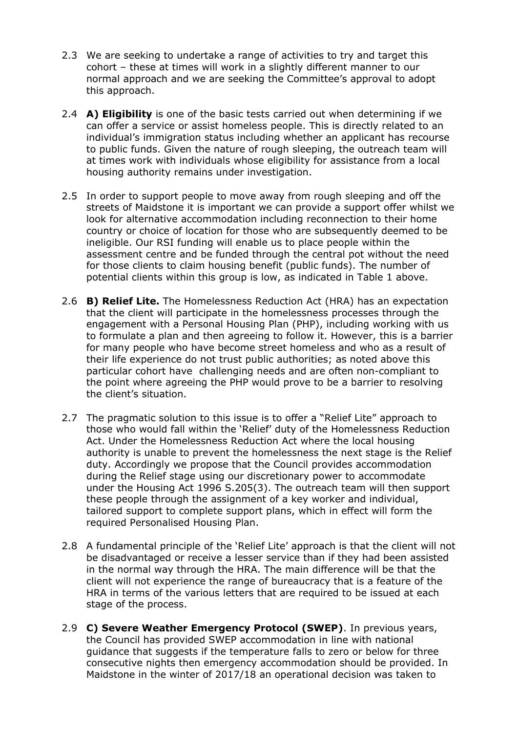2.3 We are seeking to undertake a range of activities to try and target this cohort – these at times will work in a slightly different manner to our normal approach and we are seeking the Committee's approval to adopt this approach.

2.4 **A) Eligibility** is one of the basic tests carried out when determining if we can offer a service or assist homeless people. This is directly related to an individual's immigration status including whether an applicant has recourse to public funds. Given the nature of rough sleeping, the outreach team will at times work with individuals whose eligibility for assistance from a local housing authority remains under investigation.

2.5 In order to support people to move away from rough sleeping and off the streets of Maidstone it is important we can provide a support offer whilst we look for alternative accommodation including reconnection to their home country or choice of location for those who are subsequently deemed to be ineligible. Our RSI funding will enable us to place people within the assessment centre and be funded through the central pot without the need for those clients to claim housing benefit (public funds). The number of potential clients within this group is low, as indicated in Table 1 above.

2.6 **B) Relief Lite.** The Homelessness Reduction Act (HRA) has an expectation that the client will participate in the homelessness processes through the engagement with a Personal Housing Plan (PHP), including working with us to formulate a plan and then agreeing to follow it. However, this is a barrier for many people who have become street homeless and who as a result of their life experience do not trust public authorities; as noted above this particular cohort have challenging needs and are often non-compliant to the point where agreeing the PHP would prove to be a barrier to resolving the client's situation.

2.7 The pragmatic solution to this issue is to offer a "Relief Lite" approach to those who would fall within the 'Relief' duty of the Homelessness Reduction Act. Under the Homelessness Reduction Act where the local housing authority is unable to prevent the homelessness the next stage is the Relief duty. Accordingly we propose that the Council provides accommodation during the Relief stage using our discretionary power to accommodate under the Housing Act 1996 S.205(3). The outreach team will then support these people through the assignment of a key worker and individual, tailored support to complete support plans, which in effect will form the required Personalised Housing Plan.

2.8 A fundamental principle of the 'Relief Lite' approach is that the client will not be disadvantaged or receive a lesser service than if they had been assisted in the normal way through the HRA. The main difference will be that the client will not experience the range of bureaucracy that is a feature of the HRA in terms of the various letters that are required to be issued at each stage of the process.

2.9 **C) Severe Weather Emergency Protocol (SWEP)**. In previous years, the Council has provided SWEP accommodation in line with national guidance that suggests if the temperature falls to zero or below for three consecutive nights then emergency accommodation should be provided. In Maidstone in the winter of 2017/18 an operational decision was taken to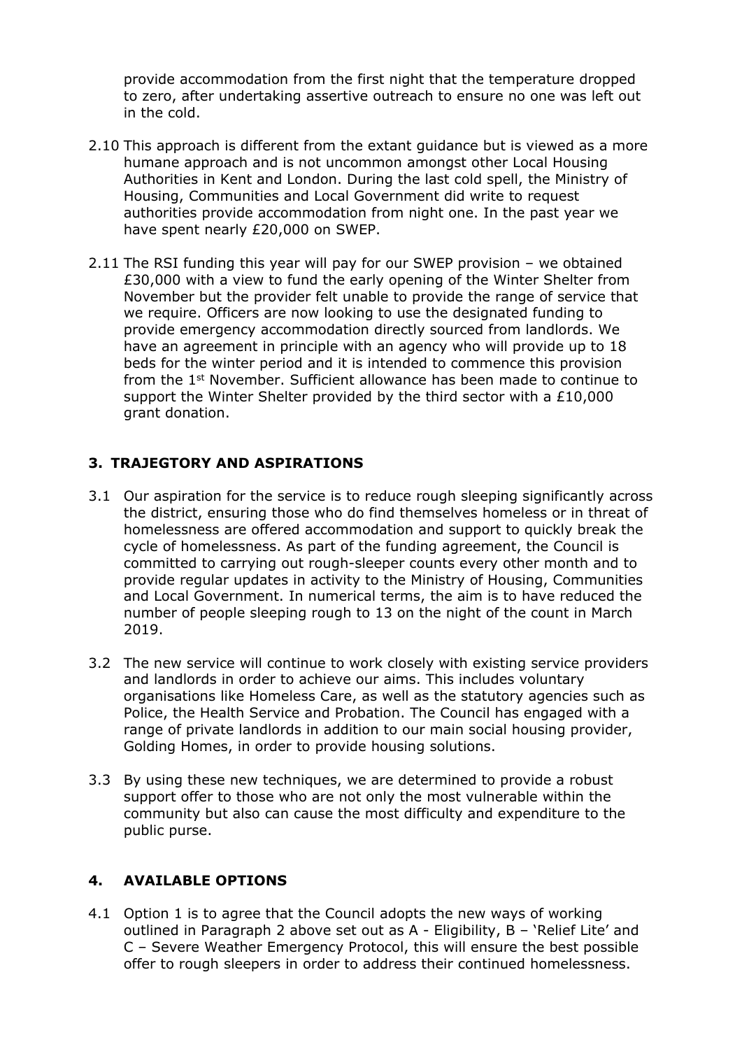provide accommodation from the first night that the temperature dropped to zero, after undertaking assertive outreach to ensure no one was left out in the cold.

2.10 This approach is different from the extant guidance but is viewed as a more humane approach and is not uncommon amongst other Local Housing Authorities in Kent and London. During the last cold spell, the Ministry of Housing, Communities and Local Government did write to request authorities provide accommodation from night one. In the past year we have spent nearly £20,000 on SWEP.

2.11 The RSI funding this year will pay for our SWEP provision – we obtained £30,000 with a view to fund the early opening of the Winter Shelter from November but the provider felt unable to provide the range of service that we require. Officers are now looking to use the designated funding to provide emergency accommodation directly sourced from landlords. We have an agreement in principle with an agency who will provide up to 18 beds for the winter period and it is intended to commence this provision from the 1st November. Sufficient allowance has been made to continue to support the Winter Shelter provided by the third sector with a £10,000 grant donation.

## 3. TRAJEGTORY AND ASPIRATIONS

3.1 Our aspiration for the service is to reduce rough sleeping significantly across the district, ensuring those who do find themselves homeless or in threat of homelessness are offered accommodation and support to quickly break the cycle of homelessness. As part of the funding agreement, the Council is committed to carrying out rough-sleeper counts every other month and to provide regular updates in activity to the Ministry of Housing, Communities and Local Government. In numerical terms, the aim is to have reduced the number of people sleeping rough to 13 on the night of the count in March 2019.

3.2 The new service will continue to work closely with existing service providers and landlords in order to achieve our aims. This includes voluntary organisations like Homeless Care, as well as the statutory agencies such as Police, the Health Service and Probation. The Council has engaged with a range of private landlords in addition to our main social housing provider, Golding Homes, in order to provide housing solutions.

3.3 By using these new techniques, we are determined to provide a robust support offer to those who are not only the most vulnerable within the community but also can cause the most difficulty and expenditure to the public purse.

## 4. AVAILABLE OPTIONS

4.1 Option 1 is to agree that the Council adopts the new ways of working outlined in Paragraph 2 above set out as A - Eligibility, B – 'Relief Lite' and C – Severe Weather Emergency Protocol, this will ensure the best possible offer to rough sleepers in order to address their continued homelessness.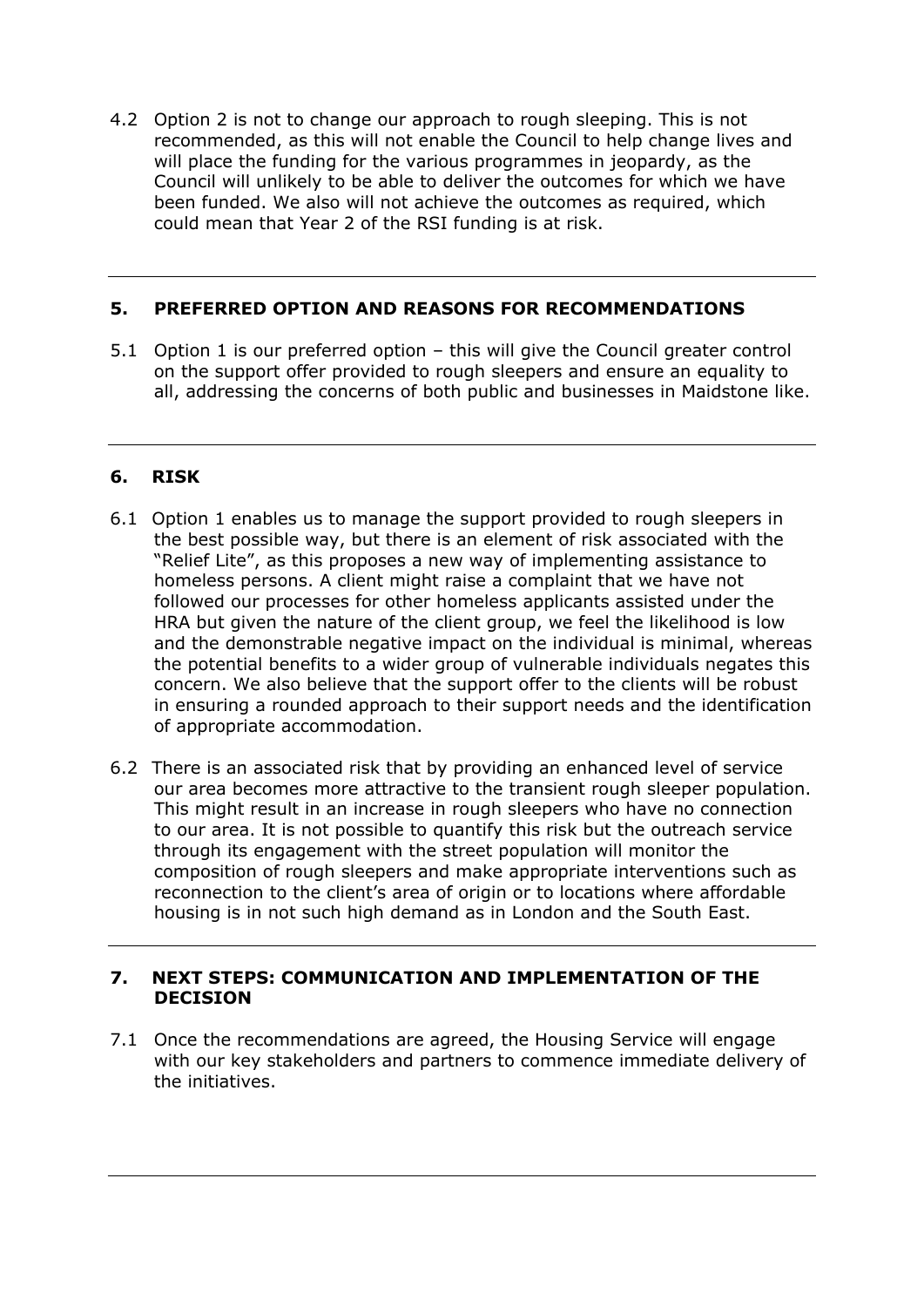4.2 Option 2 is not to change our approach to rough sleeping. This is not recommended, as this will not enable the Council to help change lives and will place the funding for the various programmes in jeopardy, as the Council will unlikely to be able to deliver the outcomes for which we have been funded. We also will not achieve the outcomes as required, which could mean that Year 2 of the RSI funding is at risk.

---

## 5. PREFERRED OPTION AND REASONS FOR RECOMMENDATIONS

5.1 Option 1 is our preferred option – this will give the Council greater control on the support offer provided to rough sleepers and ensure an equality to all, addressing the concerns of both public and businesses in Maidstone like.

---

## 6. RISK

6.1 Option 1 enables us to manage the support provided to rough sleepers in the best possible way, but there is an element of risk associated with the "Relief Lite", as this proposes a new way of implementing assistance to homeless persons. A client might raise a complaint that we have not followed our processes for other homeless applicants assisted under the HRA but given the nature of the client group, we feel the likelihood is low and the demonstrable negative impact on the individual is minimal, whereas the potential benefits to a wider group of vulnerable individuals negates this concern. We also believe that the support offer to the clients will be robust in ensuring a rounded approach to their support needs and the identification of appropriate accommodation.

6.2 There is an associated risk that by providing an enhanced level of service our area becomes more attractive to the transient rough sleeper population. This might result in an increase in rough sleepers who have no connection to our area. It is not possible to quantify this risk but the outreach service through its engagement with the street population will monitor the composition of rough sleepers and make appropriate interventions such as reconnection to the client's area of origin or to locations where affordable housing is in not such high demand as in London and the South East.

---

## 7. NEXT STEPS: COMMUNICATION AND IMPLEMENTATION OF THE DECISION

7.1 Once the recommendations are agreed, the Housing Service will engage with our key stakeholders and partners to commence immediate delivery of the initiatives.

---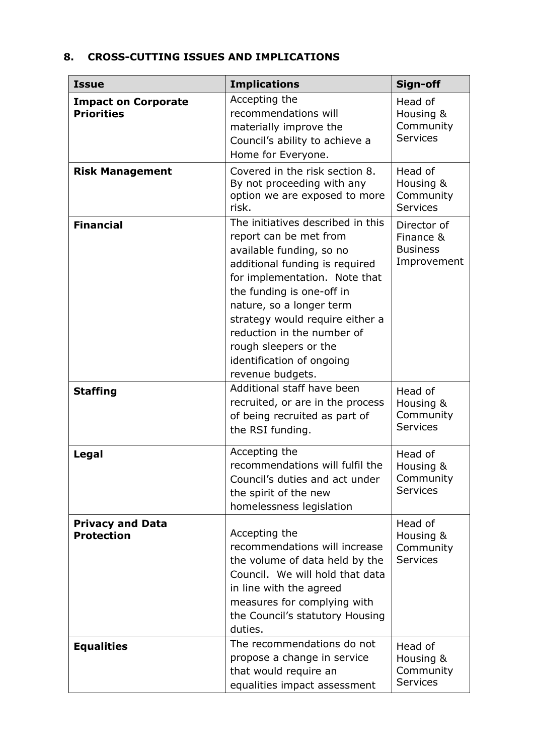## 8. CROSS-CUTTING ISSUES AND IMPLICATIONS

| Issue | Implications | Sign-off |
|---|---|---|
| **Impact on Corporate Priorities** | Accepting the recommendations will materially improve the Council's ability to achieve a Home for Everyone. | Head of Housing & Community Services |
| **Risk Management** | Covered in the risk section 8. By not proceeding with any option we are exposed to more risk. | Head of Housing & Community Services |
| **Financial** | The initiatives described in this report can be met from available funding, so no additional funding is required for implementation. Note that the funding is one-off in nature, so a longer term strategy would require either a reduction in the number of rough sleepers or the identification of ongoing revenue budgets. | Director of Finance & Business Improvement |
| **Staffing** | Additional staff have been recruited, or are in the process of being recruited as part of the RSI funding. | Head of Housing & Community Services |
| **Legal** | Accepting the recommendations will fulfil the Council's duties and act under the spirit of the new homelessness legislation | Head of Housing & Community Services |
| **Privacy and Data Protection** | Accepting the recommendations will increase the volume of data held by the Council. We will hold that data in line with the agreed measures for complying with the Council's statutory Housing duties. | Head of Housing & Community Services |
| **Equalities** | The recommendations do not propose a change in service that would require an equalities impact assessment | Head of Housing & Community Services |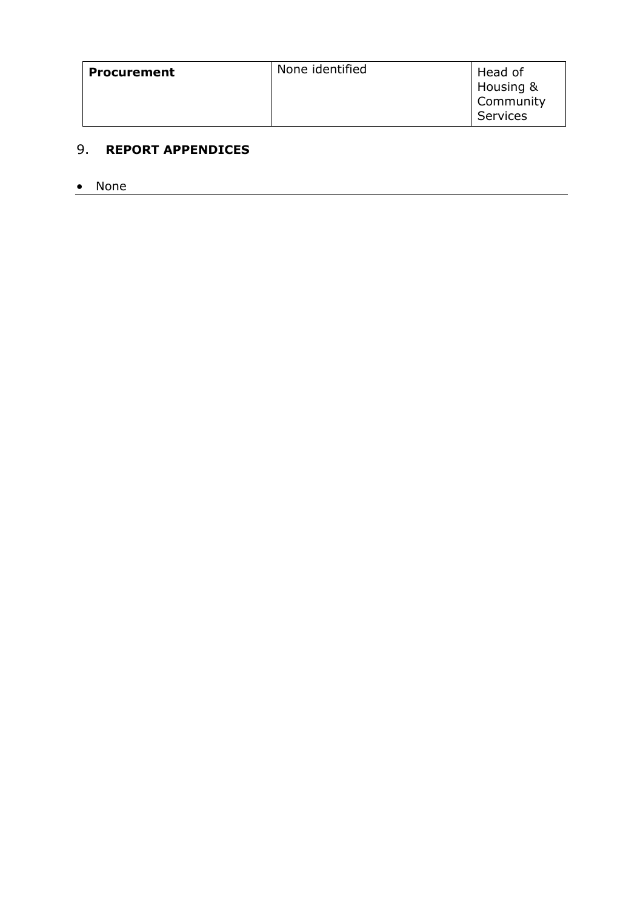| | | |
|---|---|---|
| **Procurement** | None identified | Head of Housing & Community Services |

## 9. **REPORT APPENDICES**

- None